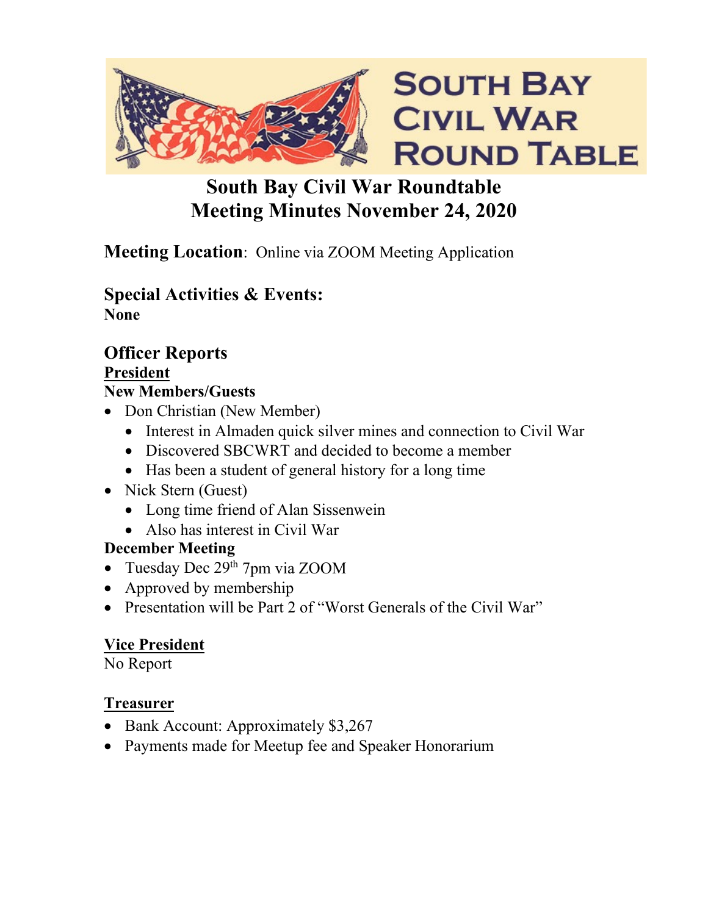# South Bay Civil War Roundtable
# Meeting Minutes November 24, 2020

**Meeting Location**: Online via ZOOM Meeting Application

## Special Activities & Events:
**None**

## Officer Reports

### President

**New Members/Guests**

- Don Christian (New Member)
  - Interest in Almaden quick silver mines and connection to Civil War
  - Discovered SBCWRT and decided to become a member
  - Has been a student of general history for a long time
- Nick Stern (Guest)
  - Long time friend of Alan Sissenwein
  - Also has interest in Civil War

**December Meeting**

- Tuesday Dec 29th 7pm via ZOOM
- Approved by membership
- Presentation will be Part 2 of "Worst Generals of the Civil War"

### Vice President

No Report

### Treasurer

- Bank Account: Approximately $3,267
- Payments made for Meetup fee and Speaker Honorarium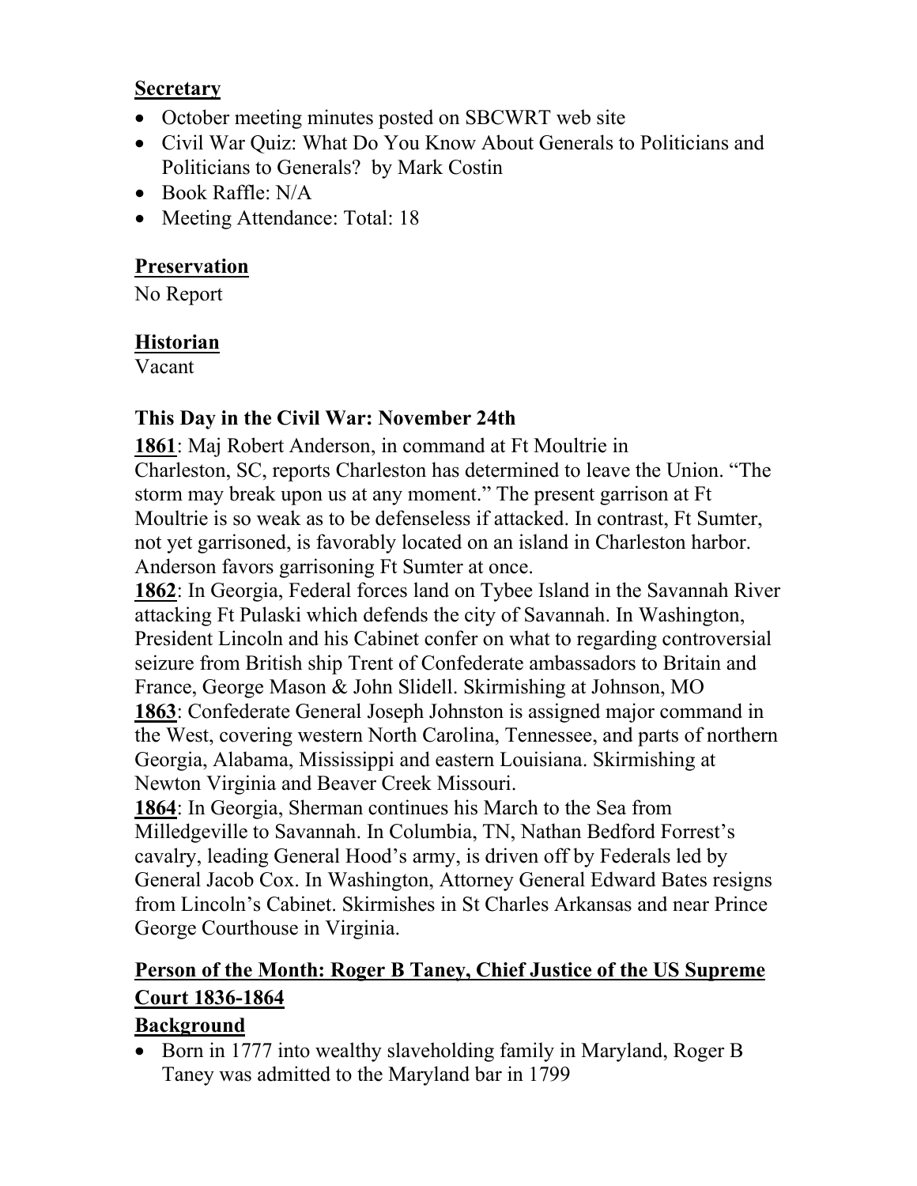## Secretary

- October meeting minutes posted on SBCWRT web site
- Civil War Quiz: What Do You Know About Generals to Politicians and Politicians to Generals? by Mark Costin
- Book Raffle: N/A
- Meeting Attendance: Total: 18

## Preservation

No Report

## Historian

Vacant

### This Day in the Civil War: November 24th

**1861**: Maj Robert Anderson, in command at Ft Moultrie in Charleston, SC, reports Charleston has determined to leave the Union. "The storm may break upon us at any moment." The present garrison at Ft Moultrie is so weak as to be defenseless if attacked. In contrast, Ft Sumter, not yet garrisoned, is favorably located on an island in Charleston harbor. Anderson favors garrisoning Ft Sumter at once.

**1862**: In Georgia, Federal forces land on Tybee Island in the Savannah River attacking Ft Pulaski which defends the city of Savannah. In Washington, President Lincoln and his Cabinet confer on what to regarding controversial seizure from British ship Trent of Confederate ambassadors to Britain and France, George Mason & John Slidell. Skirmishing at Johnson, MO

**1863**: Confederate General Joseph Johnston is assigned major command in the West, covering western North Carolina, Tennessee, and parts of northern Georgia, Alabama, Mississippi and eastern Louisiana. Skirmishing at Newton Virginia and Beaver Creek Missouri.

**1864**: In Georgia, Sherman continues his March to the Sea from Milledgeville to Savannah. In Columbia, TN, Nathan Bedford Forrest's cavalry, leading General Hood's army, is driven off by Federals led by General Jacob Cox. In Washington, Attorney General Edward Bates resigns from Lincoln's Cabinet. Skirmishes in St Charles Arkansas and near Prince George Courthouse in Virginia.

## Person of the Month: Roger B Taney, Chief Justice of the US Supreme Court 1836-1864

### Background

- Born in 1777 into wealthy slaveholding family in Maryland, Roger B Taney was admitted to the Maryland bar in 1799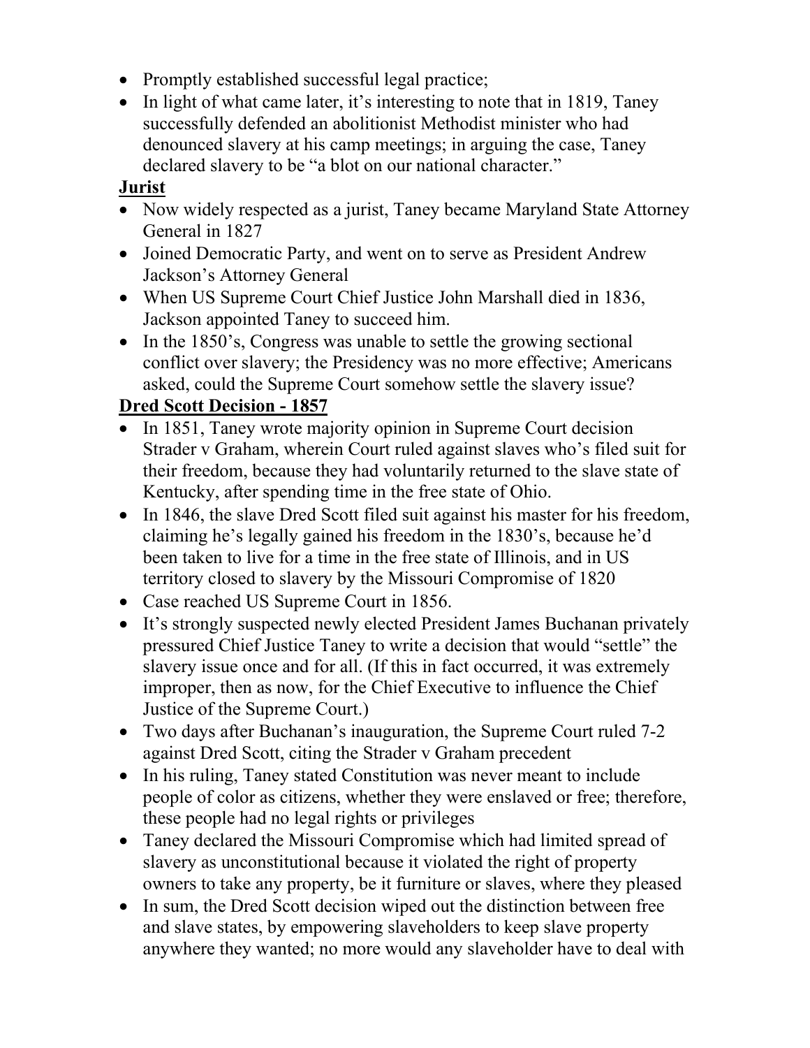- Promptly established successful legal practice;
- In light of what came later, it's interesting to note that in 1819, Taney successfully defended an abolitionist Methodist minister who had denounced slavery at his camp meetings; in arguing the case, Taney declared slavery to be "a blot on our national character."

**Jurist**

- Now widely respected as a jurist, Taney became Maryland State Attorney General in 1827
- Joined Democratic Party, and went on to serve as President Andrew Jackson's Attorney General
- When US Supreme Court Chief Justice John Marshall died in 1836, Jackson appointed Taney to succeed him.
- In the 1850's, Congress was unable to settle the growing sectional conflict over slavery; the Presidency was no more effective; Americans asked, could the Supreme Court somehow settle the slavery issue?

**Dred Scott Decision - 1857**

- In 1851, Taney wrote majority opinion in Supreme Court decision Strader v Graham, wherein Court ruled against slaves who's filed suit for their freedom, because they had voluntarily returned to the slave state of Kentucky, after spending time in the free state of Ohio.
- In 1846, the slave Dred Scott filed suit against his master for his freedom, claiming he's legally gained his freedom in the 1830's, because he'd been taken to live for a time in the free state of Illinois, and in US territory closed to slavery by the Missouri Compromise of 1820
- Case reached US Supreme Court in 1856.
- It's strongly suspected newly elected President James Buchanan privately pressured Chief Justice Taney to write a decision that would "settle" the slavery issue once and for all. (If this in fact occurred, it was extremely improper, then as now, for the Chief Executive to influence the Chief Justice of the Supreme Court.)
- Two days after Buchanan's inauguration, the Supreme Court ruled 7-2 against Dred Scott, citing the Strader v Graham precedent
- In his ruling, Taney stated Constitution was never meant to include people of color as citizens, whether they were enslaved or free; therefore, these people had no legal rights or privileges
- Taney declared the Missouri Compromise which had limited spread of slavery as unconstitutional because it violated the right of property owners to take any property, be it furniture or slaves, where they pleased
- In sum, the Dred Scott decision wiped out the distinction between free and slave states, by empowering slaveholders to keep slave property anywhere they wanted; no more would any slaveholder have to deal with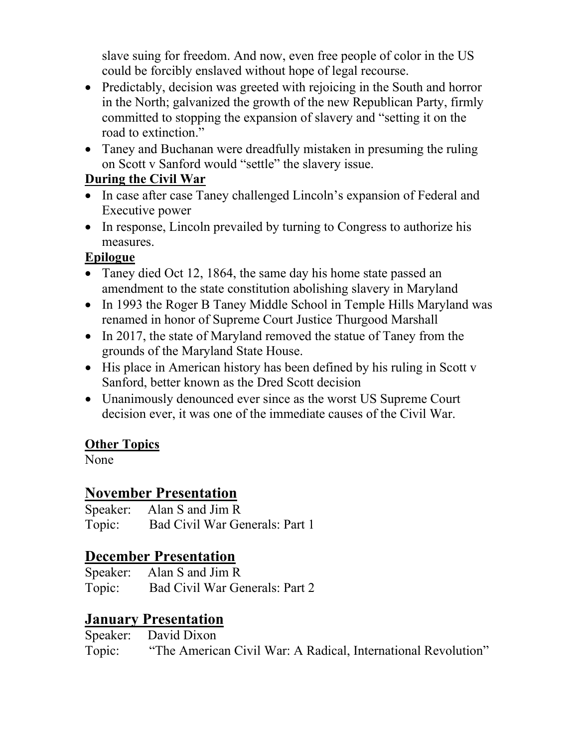slave suing for freedom. And now, even free people of color in the US could be forcibly enslaved without hope of legal recourse.

- Predictably, decision was greeted with rejoicing in the South and horror in the North; galvanized the growth of the new Republican Party, firmly committed to stopping the expansion of slavery and "setting it on the road to extinction."
- Taney and Buchanan were dreadfully mistaken in presuming the ruling on Scott v Sanford would "settle" the slavery issue.

**During the Civil War**

- In case after case Taney challenged Lincoln's expansion of Federal and Executive power
- In response, Lincoln prevailed by turning to Congress to authorize his measures.

**Epilogue**

- Taney died Oct 12, 1864, the same day his home state passed an amendment to the state constitution abolishing slavery in Maryland
- In 1993 the Roger B Taney Middle School in Temple Hills Maryland was renamed in honor of Supreme Court Justice Thurgood Marshall
- In 2017, the state of Maryland removed the statue of Taney from the grounds of the Maryland State House.
- His place in American history has been defined by his ruling in Scott v Sanford, better known as the Dred Scott decision
- Unanimously denounced ever since as the worst US Supreme Court decision ever, it was one of the immediate causes of the Civil War.

**Other Topics**

None

## November Presentation

Speaker: Alan S and Jim R
Topic: Bad Civil War Generals: Part 1

## December Presentation

Speaker: Alan S and Jim R
Topic: Bad Civil War Generals: Part 2

## January Presentation

Speaker: David Dixon
Topic: "The American Civil War: A Radical, International Revolution"